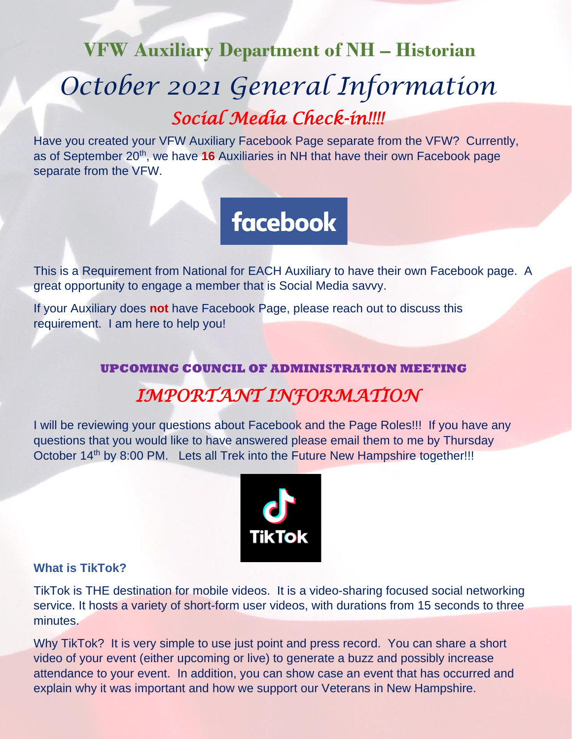# VFW Auxiliary Department of NH – Historian

# *October 2021 General Information*

## *Social Media Check-in!!!!*

Have you created your VFW Auxiliary Facebook Page separate from the VFW? Currently, as of September 20th, we have **16** Auxiliaries in NH that have their own Facebook page separate from the VFW.

This is a Requirement from National for EACH Auxiliary to have their own Facebook page. A great opportunity to engage a member that is Social Media savvy.

If your Auxiliary does **not** have Facebook Page, please reach out to discuss this requirement. I am here to help you!

### UPCOMING COUNCIL OF ADMINISTRATION MEETING

## *IMPORTANT INFORMATION*

I will be reviewing your questions about Facebook and the Page Roles!!! If you have any questions that you would like to have answered please email them to me by Thursday October 14th by 8:00 PM. Lets all Trek into the Future New Hampshire together!!!

### What is TikTok?

TikTok is THE destination for mobile videos. It is a video-sharing focused social networking service. It hosts a variety of short-form user videos, with durations from 15 seconds to three minutes.

Why TikTok? It is very simple to use just point and press record. You can share a short video of your event (either upcoming or live) to generate a buzz and possibly increase attendance to your event. In addition, you can show case an event that has occurred and explain why it was important and how we support our Veterans in New Hampshire.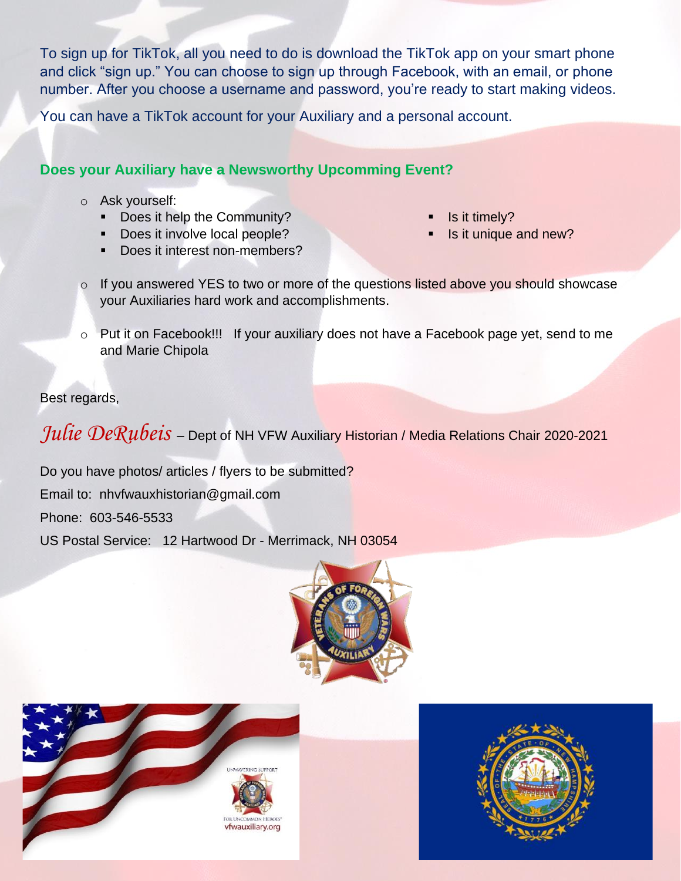To sign up for TikTok, all you need to do is download the TikTok app on your smart phone and click "sign up." You can choose to sign up through Facebook, with an email, or phone number. After you choose a username and password, you're ready to start making videos.

You can have a TikTok account for your Auxiliary and a personal account.

## Does your Auxiliary have a Newsworthy Upcomming Event?

- Ask yourself:
  - Does it help the Community?
  - Does it involve local people?
  - Does it interest non-members?
  - Is it timely?
  - Is it unique and new?
- If you answered YES to two or more of the questions listed above you should showcase your Auxiliaries hard work and accomplishments.
- Put it on Facebook!!! If your auxiliary does not have a Facebook page yet, send to me and Marie Chipola

Best regards,

*Julie DeRubeis* – Dept of NH VFW Auxiliary Historian / Media Relations Chair 2020-2021

Do you have photos/ articles / flyers to be submitted?

Email to: nhvfwauxhistorian@gmail.com

Phone: 603-546-5533

US Postal Service: 12 Hartwood Dr - Merrimack, NH 03054